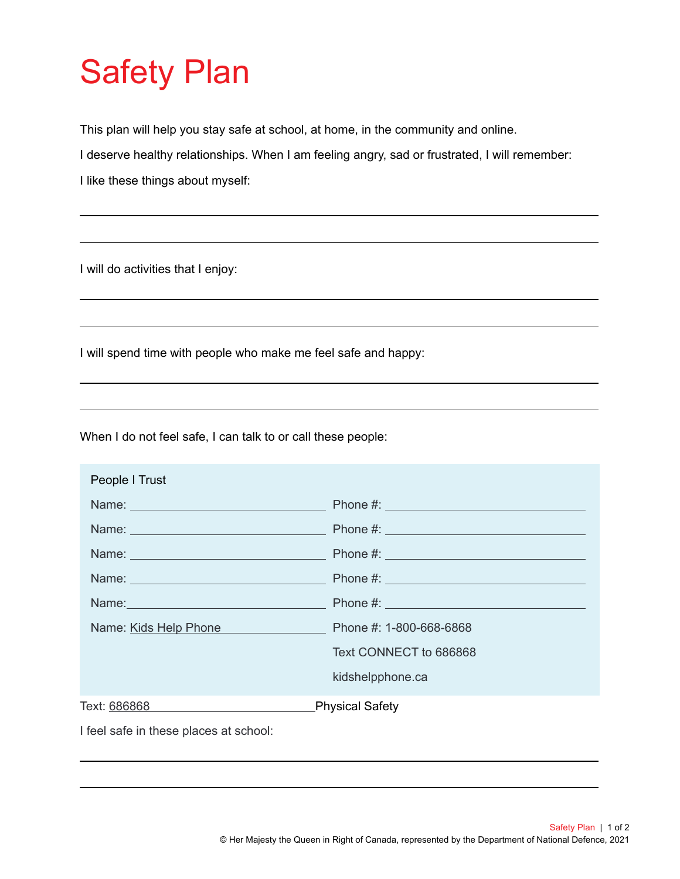# Safety Plan

This plan will help you stay safe at school, at home, in the community and online.

I deserve healthy relationships. When I am feeling angry, sad or frustrated, I will remember:

I like these things about myself:

\_\_\_\_\_\_\_\_\_\_\_\_\_\_\_\_\_\_\_\_\_\_\_\_\_\_\_\_\_\_\_\_\_\_\_\_\_\_\_\_\_\_\_\_

\_\_\_\_\_\_\_\_\_\_\_\_\_\_\_\_\_\_\_\_\_\_\_\_\_\_\_\_\_\_\_\_\_\_\_\_\_\_\_\_\_\_\_\_

I will do activities that I enjoy:

\_\_\_\_\_\_\_\_\_\_\_\_\_\_\_\_\_\_\_\_\_\_\_\_\_\_\_\_\_\_\_\_\_\_\_\_\_\_\_\_\_\_\_\_

\_\_\_\_\_\_\_\_\_\_\_\_\_\_\_\_\_\_\_\_\_\_\_\_\_\_\_\_\_\_\_\_\_\_\_\_\_\_\_\_\_\_\_\_

I will spend time with people who make me feel safe and happy:

\_\_\_\_\_\_\_\_\_\_\_\_\_\_\_\_\_\_\_\_\_\_\_\_\_\_\_\_\_\_\_\_\_\_\_\_\_\_\_\_\_\_\_\_

\_\_\_\_\_\_\_\_\_\_\_\_\_\_\_\_\_\_\_\_\_\_\_\_\_\_\_\_\_\_\_\_\_\_\_\_\_\_\_\_\_\_\_\_

When I do not feel safe, I can talk to or call these people:

**People I Trust**

| Name | Phone # |
|---|---|
| Name: \_\_\_\_\_\_\_\_\_\_\_\_\_\_\_\_ | Phone #: \_\_\_\_\_\_\_\_\_\_\_\_\_\_\_\_ |
| Name: \_\_\_\_\_\_\_\_\_\_\_\_\_\_\_\_ | Phone #: \_\_\_\_\_\_\_\_\_\_\_\_\_\_\_\_ |
| Name: \_\_\_\_\_\_\_\_\_\_\_\_\_\_\_\_ | Phone #: \_\_\_\_\_\_\_\_\_\_\_\_\_\_\_\_ |
| Name: \_\_\_\_\_\_\_\_\_\_\_\_\_\_\_\_ | Phone #: \_\_\_\_\_\_\_\_\_\_\_\_\_\_\_\_ |
| Name: \_\_\_\_\_\_\_\_\_\_\_\_\_\_\_\_ | Phone #: \_\_\_\_\_\_\_\_\_\_\_\_\_\_\_\_ |
| Name: Kids Help Phone | Phone #: 1-800-668-6868<br>Text CONNECT to 686868<br>kidshelpphone.ca |

Text: 686868

## Physical Safety

I feel safe in these places at school:

\_\_\_\_\_\_\_\_\_\_\_\_\_\_\_\_\_\_\_\_\_\_\_\_\_\_\_\_\_\_\_\_\_\_\_\_\_\_\_\_\_\_\_\_

\_\_\_\_\_\_\_\_\_\_\_\_\_\_\_\_\_\_\_\_\_\_\_\_\_\_\_\_\_\_\_\_\_\_\_\_\_\_\_\_\_\_\_\_

© Her Majesty the Queen in Right of Canada, represented by the Department of National Defence, 2021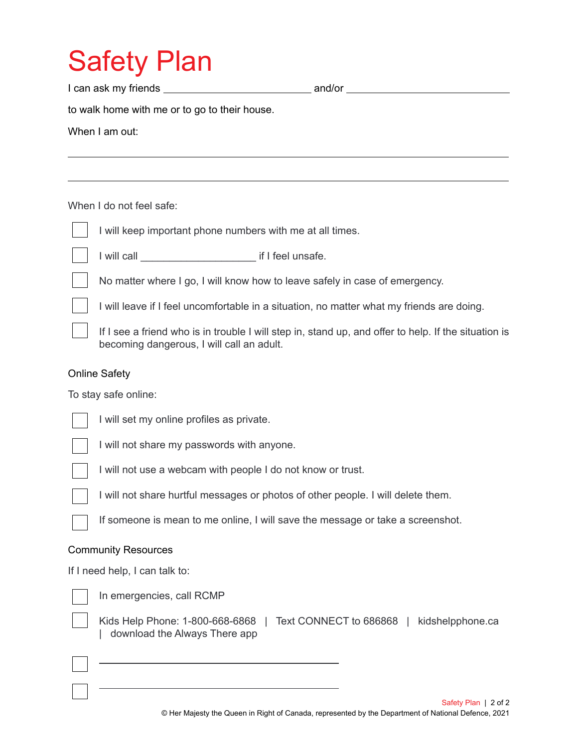# Safety Plan

I can ask my friends ___________________________ and/or ______________________________

to walk home with me or to go to their house.

When I am out:

________________________________________________________________________________

________________________________________________________________________________

When I do not feel safe:

- [ ] I will keep important phone numbers with me at all times.
- [ ] I will call _____________________ if I feel unsafe.
- [ ] No matter where I go, I will know how to leave safely in case of emergency.
- [ ] I will leave if I feel uncomfortable in a situation, no matter what my friends are doing.
- [ ] If I see a friend who is in trouble I will step in, stand up, and offer to help. If the situation is becoming dangerous, I will call an adult.

## Online Safety

To stay safe online:

- [ ] I will set my online profiles as private.
- [ ] I will not share my passwords with anyone.
- [ ] I will not use a webcam with people I do not know or trust.
- [ ] I will not share hurtful messages or photos of other people. I will delete them.
- [ ] If someone is mean to me online, I will save the message or take a screenshot.

## Community Resources

If I need help, I can talk to:

- [ ] In emergencies, call RCMP
- [ ] Kids Help Phone: 1-800-668-6868 | Text CONNECT to 686868 | kidshelpphone.ca | download the Always There app
- [ ] ____________________________________________
- [ ] ____________________________________________

© Her Majesty the Queen in Right of Canada, represented by the Department of National Defence, 2021